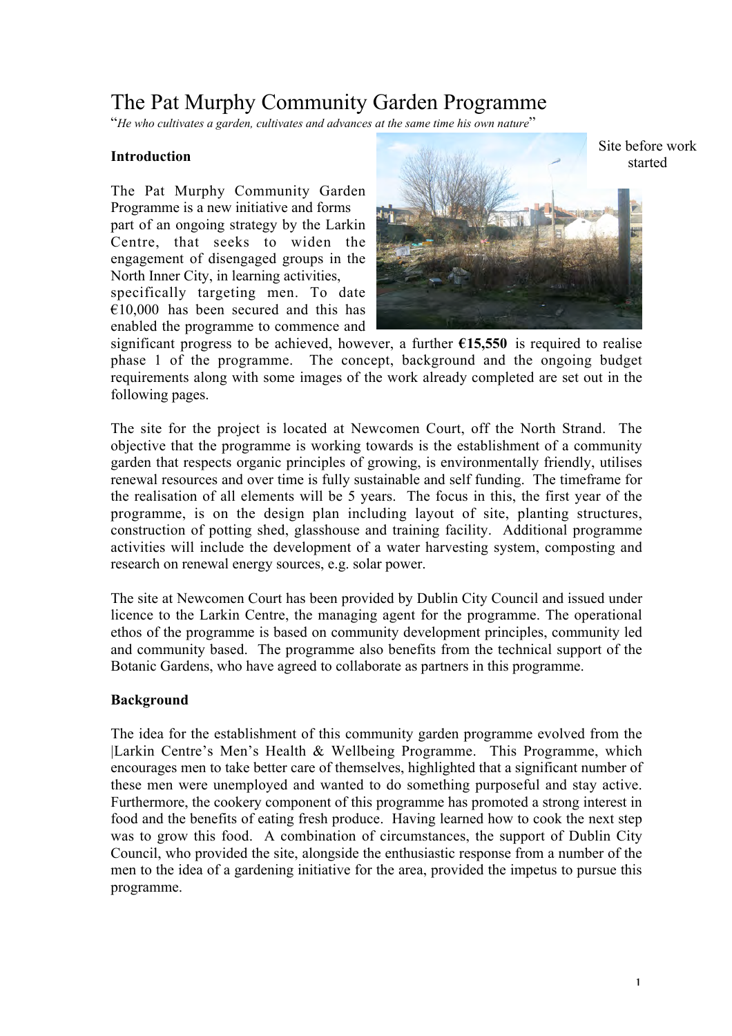# The Pat Murphy Community Garden Programme

"*He who cultivates a garden, cultivates and advances at the same time his own nature*"

**Introduction**

Site before work started

The Pat Murphy Community Garden Programme is a new initiative and forms part of an ongoing strategy by the Larkin Centre, that seeks to widen the engagement of disengaged groups in the North Inner City, in learning activities, specifically targeting men. To date €10,000 has been secured and this has enabled the programme to commence and significant progress to be achieved, however, a further **€15,550** is required to realise phase 1 of the programme. The concept, background and the ongoing budget requirements along with some images of the work already completed are set out in the following pages.

The site for the project is located at Newcomen Court, off the North Strand. The objective that the programme is working towards is the establishment of a community garden that respects organic principles of growing, is environmentally friendly, utilises renewal resources and over time is fully sustainable and self funding. The timeframe for the realisation of all elements will be 5 years. The focus in this, the first year of the programme, is on the design plan including layout of site, planting structures, construction of potting shed, glasshouse and training facility. Additional programme activities will include the development of a water harvesting system, composting and research on renewal energy sources, e.g. solar power.

The site at Newcomen Court has been provided by Dublin City Council and issued under licence to the Larkin Centre, the managing agent for the programme. The operational ethos of the programme is based on community development principles, community led and community based. The programme also benefits from the technical support of the Botanic Gardens, who have agreed to collaborate as partners in this programme.

**Background**

The idea for the establishment of this community garden programme evolved from the |Larkin Centre's Men's Health & Wellbeing Programme. This Programme, which encourages men to take better care of themselves, highlighted that a significant number of these men were unemployed and wanted to do something purposeful and stay active. Furthermore, the cookery component of this programme has promoted a strong interest in food and the benefits of eating fresh produce. Having learned how to cook the next step was to grow this food. A combination of circumstances, the support of Dublin City Council, who provided the site, alongside the enthusiastic response from a number of the men to the idea of a gardening initiative for the area, provided the impetus to pursue this programme.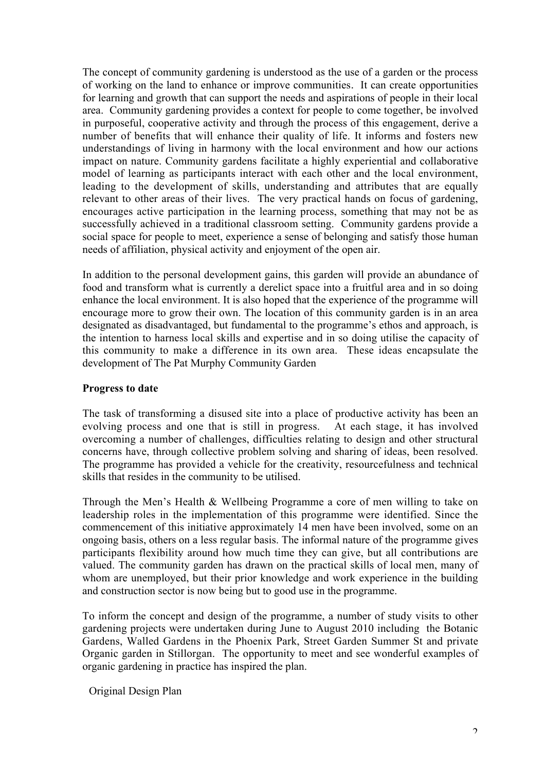The concept of community gardening is understood as the use of a garden or the process of working on the land to enhance or improve communities. It can create opportunities for learning and growth that can support the needs and aspirations of people in their local area. Community gardening provides a context for people to come together, be involved in purposeful, cooperative activity and through the process of this engagement, derive a number of benefits that will enhance their quality of life. It informs and fosters new understandings of living in harmony with the local environment and how our actions impact on nature. Community gardens facilitate a highly experiential and collaborative model of learning as participants interact with each other and the local environment, leading to the development of skills, understanding and attributes that are equally relevant to other areas of their lives. The very practical hands on focus of gardening, encourages active participation in the learning process, something that may not be as successfully achieved in a traditional classroom setting. Community gardens provide a social space for people to meet, experience a sense of belonging and satisfy those human needs of affiliation, physical activity and enjoyment of the open air.

In addition to the personal development gains, this garden will provide an abundance of food and transform what is currently a derelict space into a fruitful area and in so doing enhance the local environment. It is also hoped that the experience of the programme will encourage more to grow their own. The location of this community garden is in an area designated as disadvantaged, but fundamental to the programme's ethos and approach, is the intention to harness local skills and expertise and in so doing utilise the capacity of this community to make a difference in its own area. These ideas encapsulate the development of The Pat Murphy Community Garden

**Progress to date**

The task of transforming a disused site into a place of productive activity has been an evolving process and one that is still in progress. At each stage, it has involved overcoming a number of challenges, difficulties relating to design and other structural concerns have, through collective problem solving and sharing of ideas, been resolved. The programme has provided a vehicle for the creativity, resourcefulness and technical skills that resides in the community to be utilised.

Through the Men's Health & Wellbeing Programme a core of men willing to take on leadership roles in the implementation of this programme were identified. Since the commencement of this initiative approximately 14 men have been involved, some on an ongoing basis, others on a less regular basis. The informal nature of the programme gives participants flexibility around how much time they can give, but all contributions are valued. The community garden has drawn on the practical skills of local men, many of whom are unemployed, but their prior knowledge and work experience in the building and construction sector is now being but to good use in the programme.

To inform the concept and design of the programme, a number of study visits to other gardening projects were undertaken during June to August 2010 including the Botanic Gardens, Walled Gardens in the Phoenix Park, Street Garden Summer St and private Organic garden in Stillorgan. The opportunity to meet and see wonderful examples of organic gardening in practice has inspired the plan.

Original Design Plan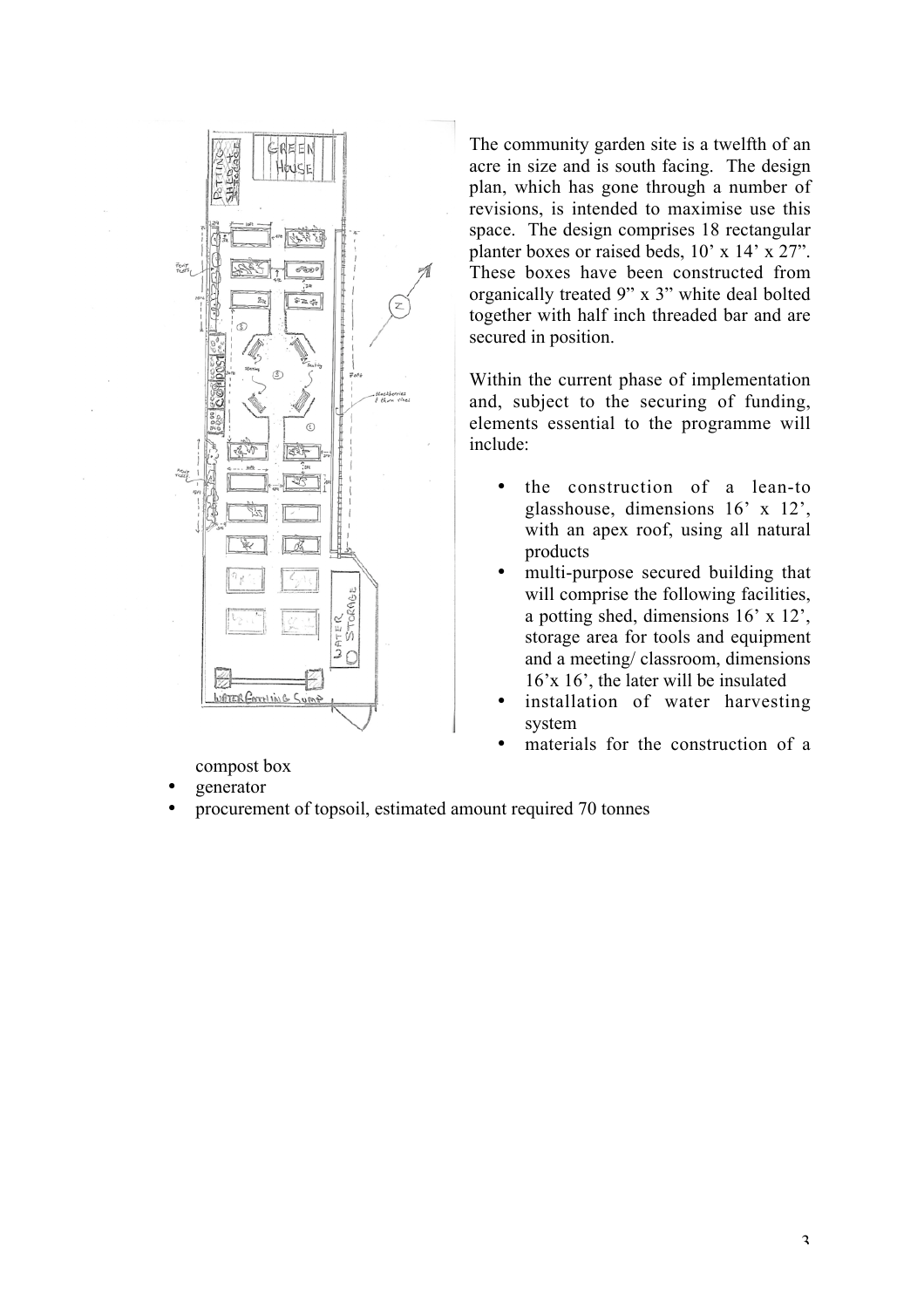The community garden site is a twelfth of an acre in size and is south facing. The design plan, which has gone through a number of revisions, is intended to maximise use this space. The design comprises 18 rectangular planter boxes or raised beds, 10' x 14' x 27". These boxes have been constructed from organically treated 9" x 3" white deal bolted together with half inch threaded bar and are secured in position.

Within the current phase of implementation and, subject to the securing of funding, elements essential to the programme will include:

- the construction of a lean-to glasshouse, dimensions 16' x 12', with an apex roof, using all natural products
- multi-purpose secured building that will comprise the following facilities, a potting shed, dimensions 16' x 12', storage area for tools and equipment and a meeting/ classroom, dimensions 16'x 16', the later will be insulated
- installation of water harvesting system
- materials for the construction of a compost box
- generator
- procurement of topsoil, estimated amount required 70 tonnes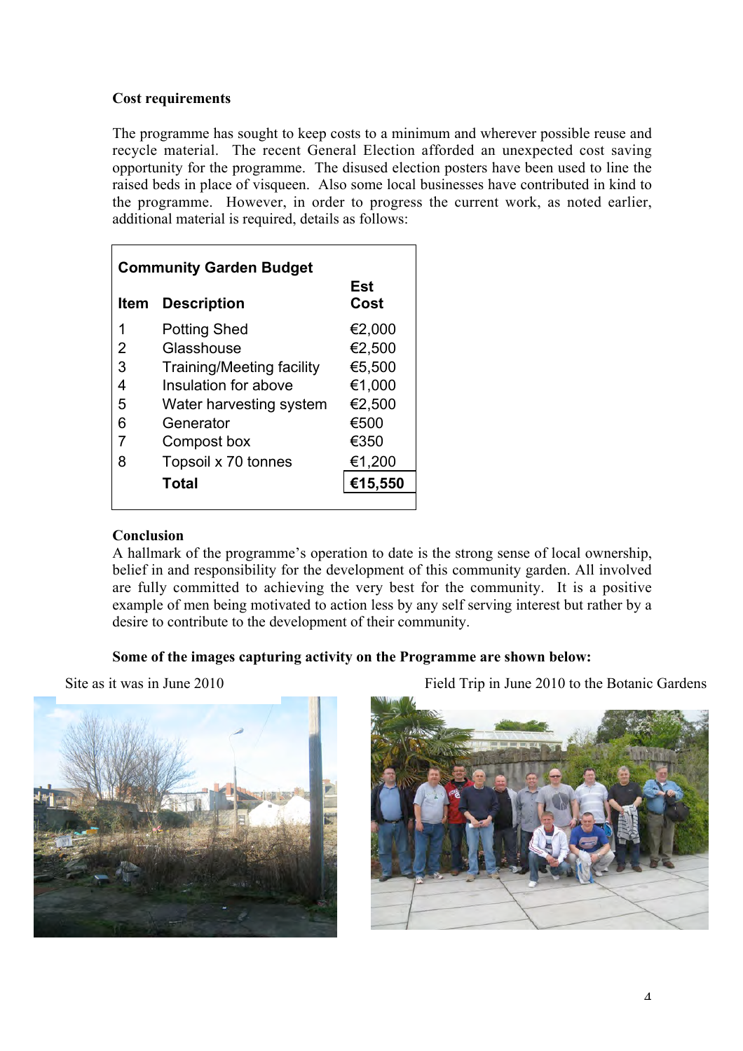**Cost requirements**

The programme has sought to keep costs to a minimum and wherever possible reuse and recycle material. The recent General Election afforded an unexpected cost saving opportunity for the programme. The disused election posters have been used to line the raised beds in place of visqueen. Also some local businesses have contributed in kind to the programme. However, in order to progress the current work, as noted earlier, additional material is required, details as follows:

**Community Garden Budget**

| Item | Description | Est Cost |
|---|---|---|
| 1 | Potting Shed | €2,000 |
| 2 | Glasshouse | €2,500 |
| 3 | Training/Meeting facility | €5,500 |
| 4 | Insulation for above | €1,000 |
| 5 | Water harvesting system | €2,500 |
| 6 | Generator | €500 |
| 7 | Compost box | €350 |
| 8 | Topsoil x 70 tonnes | €1,200 |
| | **Total** | **€15,550** |

**Conclusion**

A hallmark of the programme's operation to date is the strong sense of local ownership, belief in and responsibility for the development of this community garden. All involved are fully committed to achieving the very best for the community. It is a positive example of men being motivated to action less by any self serving interest but rather by a desire to contribute to the development of their community.

**Some of the images capturing activity on the Programme are shown below:**

Site as it was in June 2010

Field Trip in June 2010 to the Botanic Gardens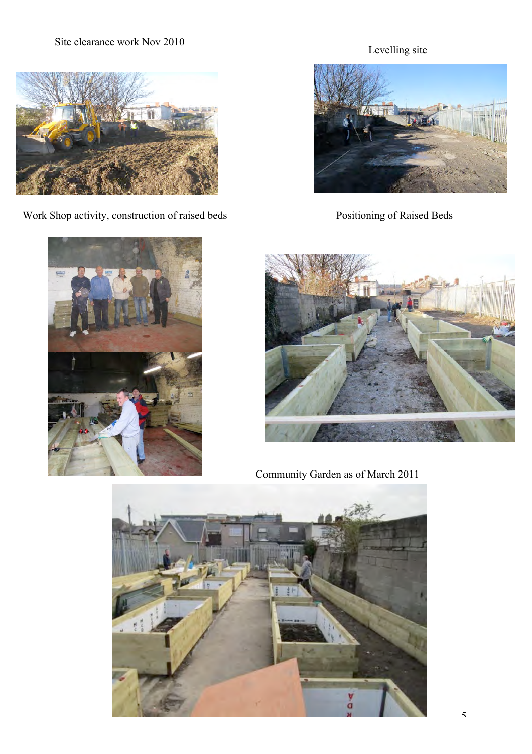Site clearance work Nov 2010

Levelling site

Work Shop activity, construction of raised beds

Positioning of Raised Beds

Community Garden as of March 2011